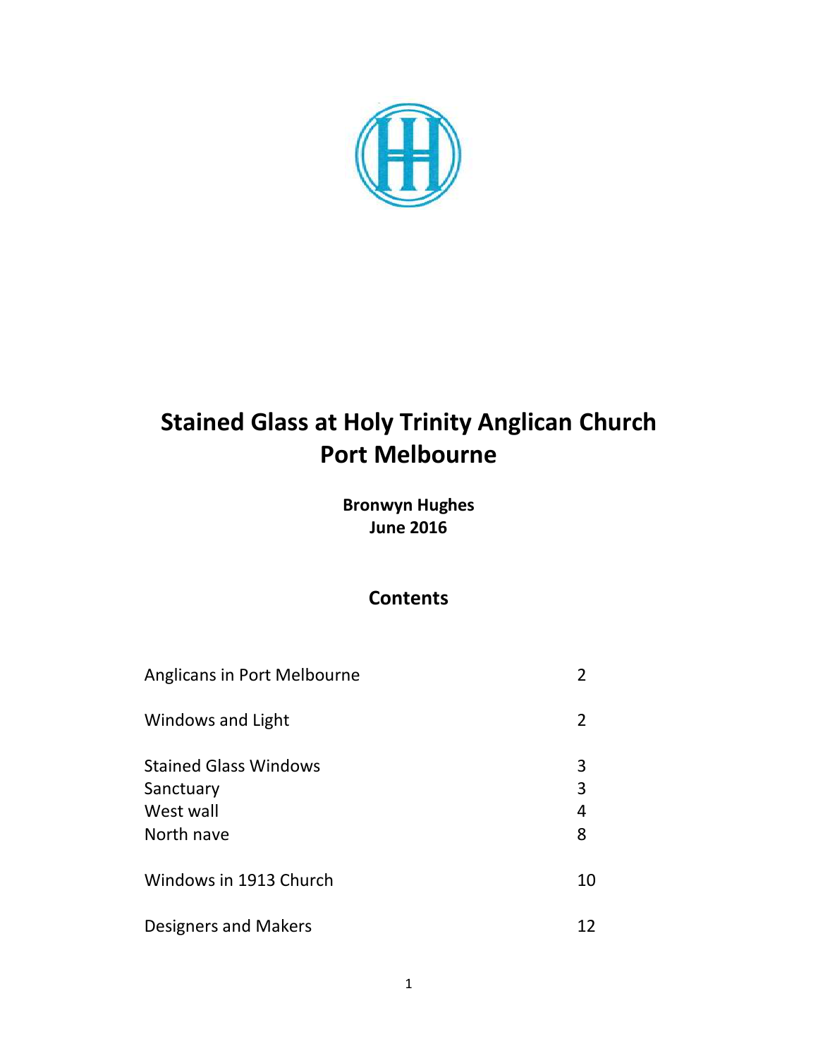# Stained Glass at Holy Trinity Anglican Church Port Melbourne

**Bronwyn Hughes**
**June 2016**

## Contents

| | |
|---|---|
| Anglicans in Port Melbourne | 2 |
| Windows and Light | 2 |
| Stained Glass Windows | 3 |
| Sanctuary | 3 |
| West wall | 4 |
| North nave | 8 |
| Windows in 1913 Church | 10 |
| Designers and Makers | 12 |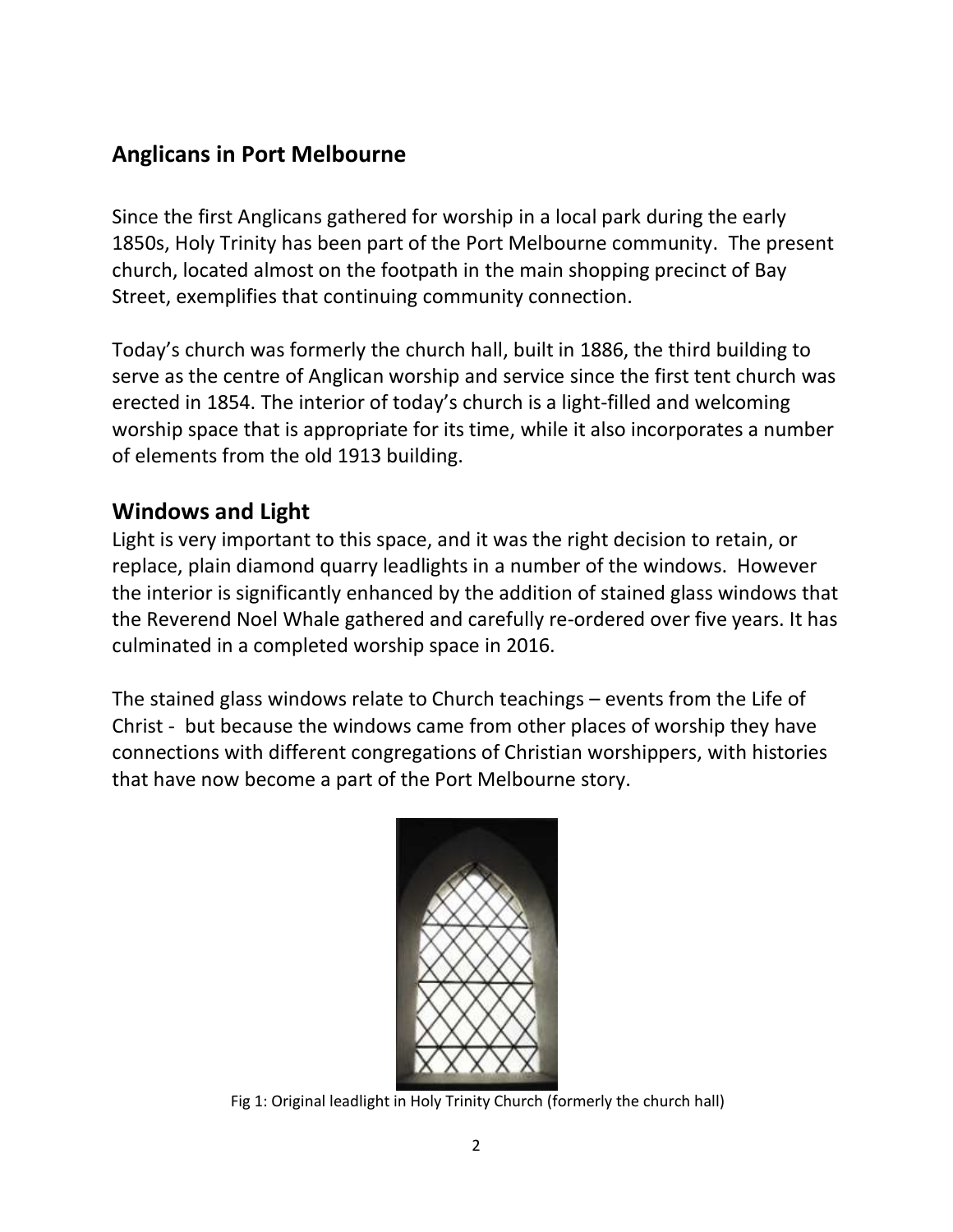## Anglicans in Port Melbourne

Since the first Anglicans gathered for worship in a local park during the early 1850s, Holy Trinity has been part of the Port Melbourne community. The present church, located almost on the footpath in the main shopping precinct of Bay Street, exemplifies that continuing community connection.

Today's church was formerly the church hall, built in 1886, the third building to serve as the centre of Anglican worship and service since the first tent church was erected in 1854. The interior of today's church is a light-filled and welcoming worship space that is appropriate for its time, while it also incorporates a number of elements from the old 1913 building.

## Windows and Light

Light is very important to this space, and it was the right decision to retain, or replace, plain diamond quarry leadlights in a number of the windows. However the interior is significantly enhanced by the addition of stained glass windows that the Reverend Noel Whale gathered and carefully re-ordered over five years. It has culminated in a completed worship space in 2016.

The stained glass windows relate to Church teachings – events from the Life of Christ - but because the windows came from other places of worship they have connections with different congregations of Christian worshippers, with histories that have now become a part of the Port Melbourne story.

Fig 1: Original leadlight in Holy Trinity Church (formerly the church hall)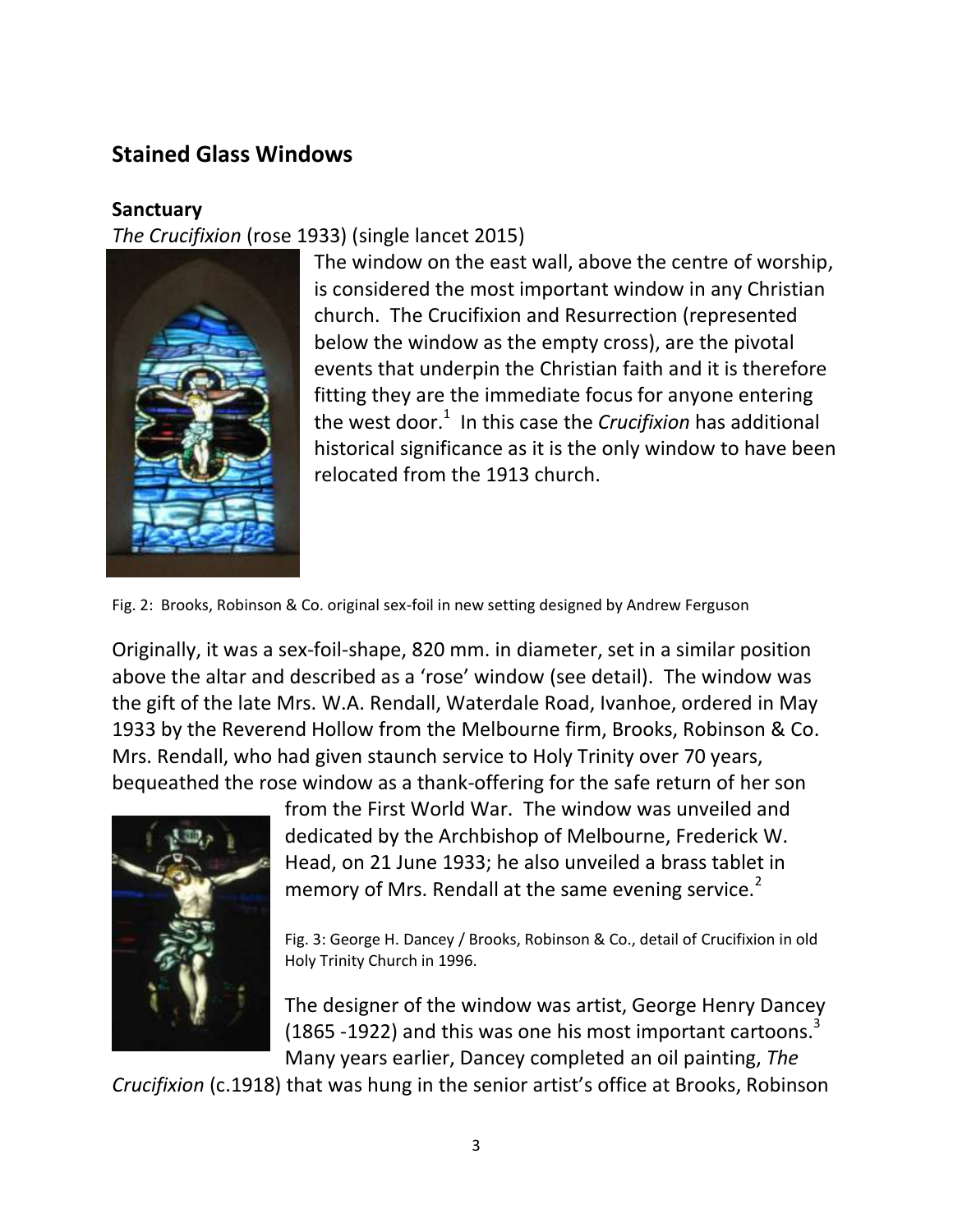## Stained Glass Windows

### Sanctuary

*The Crucifixion* (rose 1933) (single lancet 2015)

The window on the east wall, above the centre of worship, is considered the most important window in any Christian church. The Crucifixion and Resurrection (represented below the window as the empty cross), are the pivotal events that underpin the Christian faith and it is therefore fitting they are the immediate focus for anyone entering the west door.[1] In this case the *Crucifixion* has additional historical significance as it is the only window to have been relocated from the 1913 church.

Fig. 2: Brooks, Robinson & Co. original sex-foil in new setting designed by Andrew Ferguson

Originally, it was a sex-foil-shape, 820 mm. in diameter, set in a similar position above the altar and described as a 'rose' window (see detail). The window was the gift of the late Mrs. W.A. Rendall, Waterdale Road, Ivanhoe, ordered in May 1933 by the Reverend Hollow from the Melbourne firm, Brooks, Robinson & Co. Mrs. Rendall, who had given staunch service to Holy Trinity over 70 years, bequeathed the rose window as a thank-offering for the safe return of her son from the First World War. The window was unveiled and dedicated by the Archbishop of Melbourne, Frederick W. Head, on 21 June 1933; he also unveiled a brass tablet in memory of Mrs. Rendall at the same evening service.[2]

Fig. 3: George H. Dancey / Brooks, Robinson & Co., detail of Crucifixion in old Holy Trinity Church in 1996.

The designer of the window was artist, George Henry Dancey (1865 -1922) and this was one his most important cartoons.[3] Many years earlier, Dancey completed an oil painting, *The Crucifixion* (c.1918) that was hung in the senior artist's office at Brooks, Robinson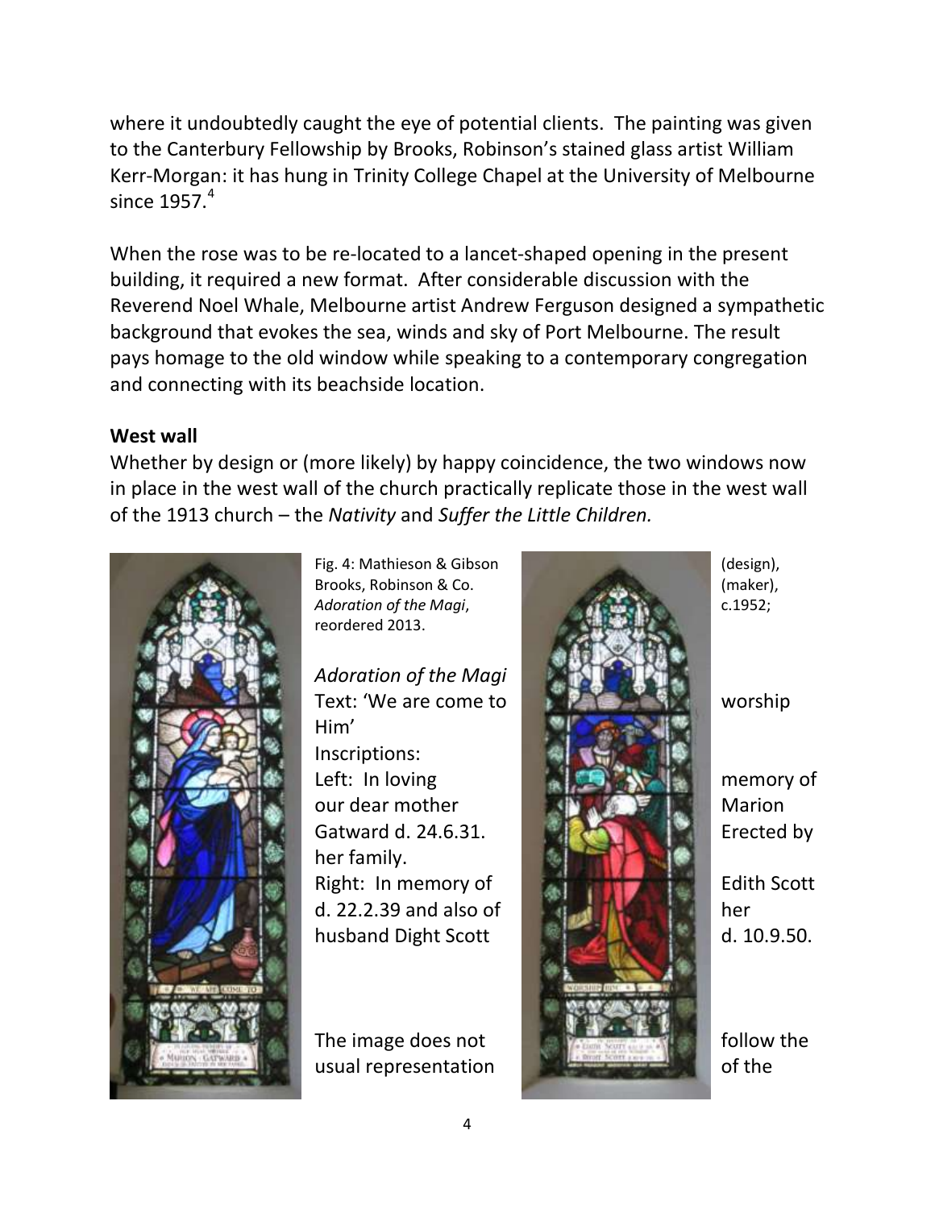where it undoubtedly caught the eye of potential clients. The painting was given to the Canterbury Fellowship by Brooks, Robinson's stained glass artist William Kerr-Morgan: it has hung in Trinity College Chapel at the University of Melbourne since 1957.[4]

When the rose was to be re-located to a lancet-shaped opening in the present building, it required a new format. After considerable discussion with the Reverend Noel Whale, Melbourne artist Andrew Ferguson designed a sympathetic background that evokes the sea, winds and sky of Port Melbourne. The result pays homage to the old window while speaking to a contemporary congregation and connecting with its beachside location.

**West wall**

Whether by design or (more likely) by happy coincidence, the two windows now in place in the west wall of the church practically replicate those in the west wall of the 1913 church – the *Nativity* and *Suffer the Little Children.*

Fig. 4: Mathieson & Gibson (design), Brooks, Robinson & Co. (maker), *Adoration of the Magi*, c.1952; reordered 2013.

*Adoration of the Magi*

Text: 'We are come to worship Him'

Inscriptions:

Left: In loving memory of our dear mother Marion Gatward d. 24.6.31. Erected by her family.

Right: In memory of Edith Scott d. 22.2.39 and also of her husband Dight Scott d. 10.9.50.

The image does not follow the usual representation of the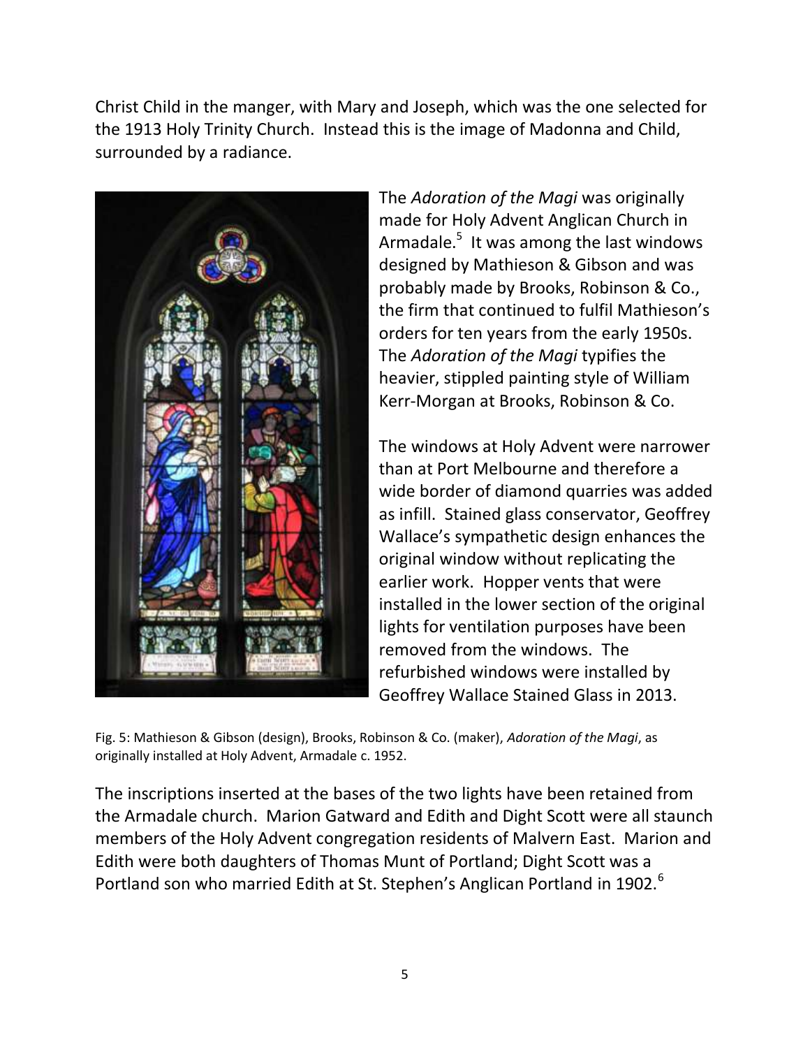Christ Child in the manger, with Mary and Joseph, which was the one selected for the 1913 Holy Trinity Church. Instead this is the image of Madonna and Child, surrounded by a radiance.

The *Adoration of the Magi* was originally made for Holy Advent Anglican Church in Armadale.[5] It was among the last windows designed by Mathieson & Gibson and was probably made by Brooks, Robinson & Co., the firm that continued to fulfil Mathieson's orders for ten years from the early 1950s. The *Adoration of the Magi* typifies the heavier, stippled painting style of William Kerr-Morgan at Brooks, Robinson & Co.

The windows at Holy Advent were narrower than at Port Melbourne and therefore a wide border of diamond quarries was added as infill. Stained glass conservator, Geoffrey Wallace's sympathetic design enhances the original window without replicating the earlier work. Hopper vents that were installed in the lower section of the original lights for ventilation purposes have been removed from the windows. The refurbished windows were installed by Geoffrey Wallace Stained Glass in 2013.

Fig. 5: Mathieson & Gibson (design), Brooks, Robinson & Co. (maker), *Adoration of the Magi*, as originally installed at Holy Advent, Armadale c. 1952.

The inscriptions inserted at the bases of the two lights have been retained from the Armadale church. Marion Gatward and Edith and Dight Scott were all staunch members of the Holy Advent congregation residents of Malvern East. Marion and Edith were both daughters of Thomas Munt of Portland; Dight Scott was a Portland son who married Edith at St. Stephen's Anglican Portland in 1902.[6]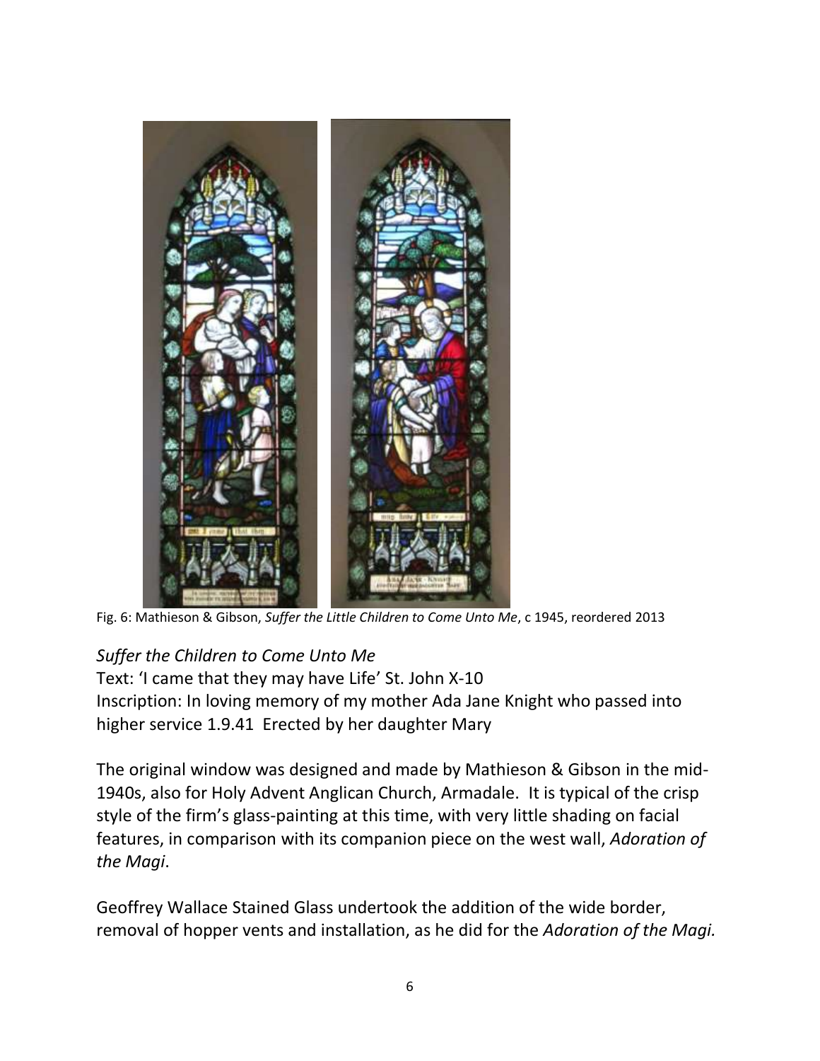Fig. 6: Mathieson & Gibson, *Suffer the Little Children to Come Unto Me*, c 1945, reordered 2013

*Suffer the Children to Come Unto Me*
Text: 'I came that they may have Life' St. John X-10
Inscription: In loving memory of my mother Ada Jane Knight who passed into higher service 1.9.41 Erected by her daughter Mary

The original window was designed and made by Mathieson & Gibson in the mid-1940s, also for Holy Advent Anglican Church, Armadale. It is typical of the crisp style of the firm's glass-painting at this time, with very little shading on facial features, in comparison with its companion piece on the west wall, *Adoration of the Magi*.

Geoffrey Wallace Stained Glass undertook the addition of the wide border, removal of hopper vents and installation, as he did for the *Adoration of the Magi.*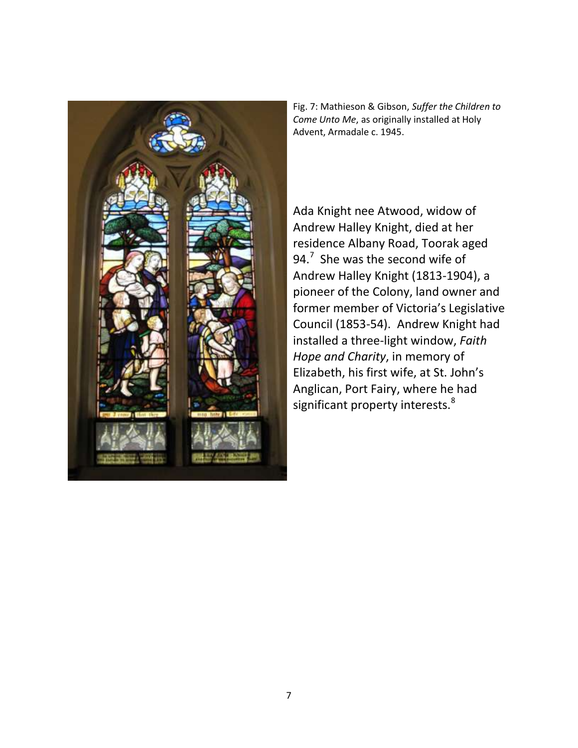Fig. 7: Mathieson & Gibson, *Suffer the Children to Come Unto Me*, as originally installed at Holy Advent, Armadale c. 1945.

Ada Knight nee Atwood, widow of Andrew Halley Knight, died at her residence Albany Road, Toorak aged 94.[7] She was the second wife of Andrew Halley Knight (1813-1904), a pioneer of the Colony, land owner and former member of Victoria's Legislative Council (1853-54). Andrew Knight had installed a three-light window, *Faith Hope and Charity*, in memory of Elizabeth, his first wife, at St. John's Anglican, Port Fairy, where he had significant property interests.[8]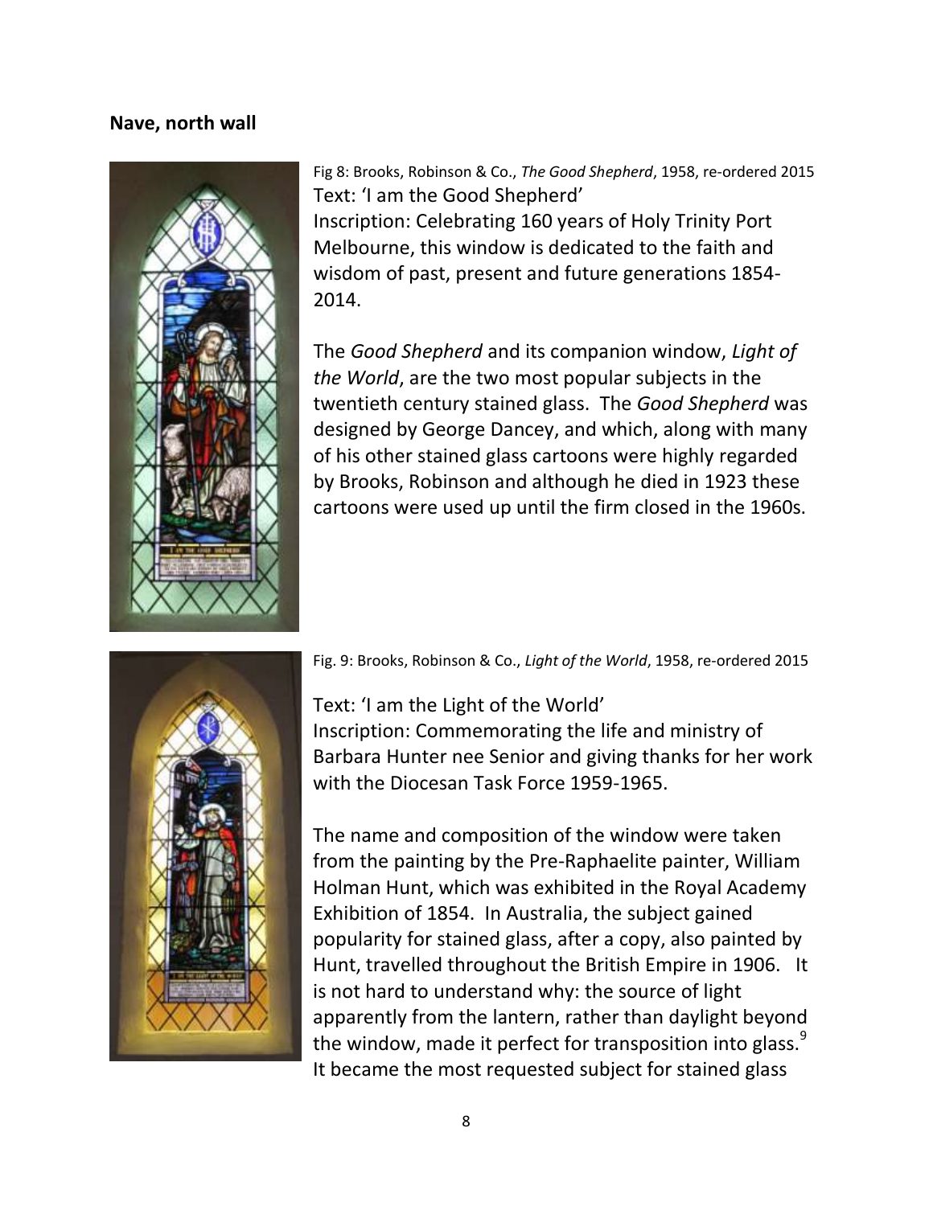**Nave, north wall**

Fig 8: Brooks, Robinson & Co., *The Good Shepherd*, 1958, re-ordered 2015

Text: 'I am the Good Shepherd'

Inscription: Celebrating 160 years of Holy Trinity Port Melbourne, this window is dedicated to the faith and wisdom of past, present and future generations 1854-2014.

The *Good Shepherd* and its companion window, *Light of the World*, are the two most popular subjects in the twentieth century stained glass. The *Good Shepherd* was designed by George Dancey, and which, along with many of his other stained glass cartoons were highly regarded by Brooks, Robinson and although he died in 1923 these cartoons were used up until the firm closed in the 1960s.

Fig. 9: Brooks, Robinson & Co., *Light of the World*, 1958, re-ordered 2015

Text: 'I am the Light of the World'

Inscription: Commemorating the life and ministry of Barbara Hunter nee Senior and giving thanks for her work with the Diocesan Task Force 1959-1965.

The name and composition of the window were taken from the painting by the Pre-Raphaelite painter, William Holman Hunt, which was exhibited in the Royal Academy Exhibition of 1854. In Australia, the subject gained popularity for stained glass, after a copy, also painted by Hunt, travelled throughout the British Empire in 1906. It is not hard to understand why: the source of light apparently from the lantern, rather than daylight beyond the window, made it perfect for transposition into glass.[9] It became the most requested subject for stained glass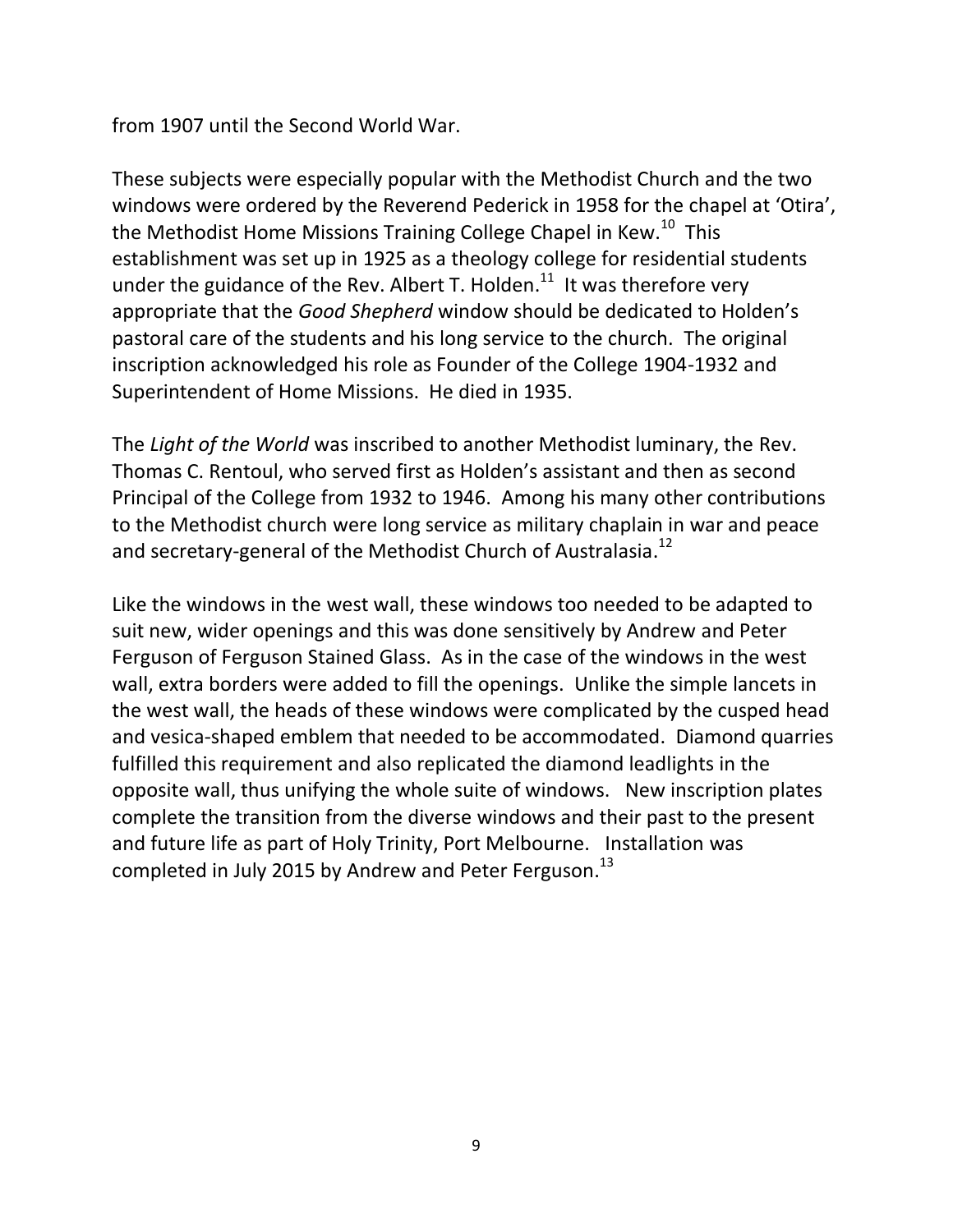from 1907 until the Second World War.

These subjects were especially popular with the Methodist Church and the two windows were ordered by the Reverend Pederick in 1958 for the chapel at 'Otira', the Methodist Home Missions Training College Chapel in Kew.[10] This establishment was set up in 1925 as a theology college for residential students under the guidance of the Rev. Albert T. Holden.[11] It was therefore very appropriate that the *Good Shepherd* window should be dedicated to Holden's pastoral care of the students and his long service to the church. The original inscription acknowledged his role as Founder of the College 1904-1932 and Superintendent of Home Missions. He died in 1935.

The *Light of the World* was inscribed to another Methodist luminary, the Rev. Thomas C. Rentoul, who served first as Holden's assistant and then as second Principal of the College from 1932 to 1946. Among his many other contributions to the Methodist church were long service as military chaplain in war and peace and secretary-general of the Methodist Church of Australasia.[12]

Like the windows in the west wall, these windows too needed to be adapted to suit new, wider openings and this was done sensitively by Andrew and Peter Ferguson of Ferguson Stained Glass. As in the case of the windows in the west wall, extra borders were added to fill the openings. Unlike the simple lancets in the west wall, the heads of these windows were complicated by the cusped head and vesica-shaped emblem that needed to be accommodated. Diamond quarries fulfilled this requirement and also replicated the diamond leadlights in the opposite wall, thus unifying the whole suite of windows. New inscription plates complete the transition from the diverse windows and their past to the present and future life as part of Holy Trinity, Port Melbourne. Installation was completed in July 2015 by Andrew and Peter Ferguson.[13]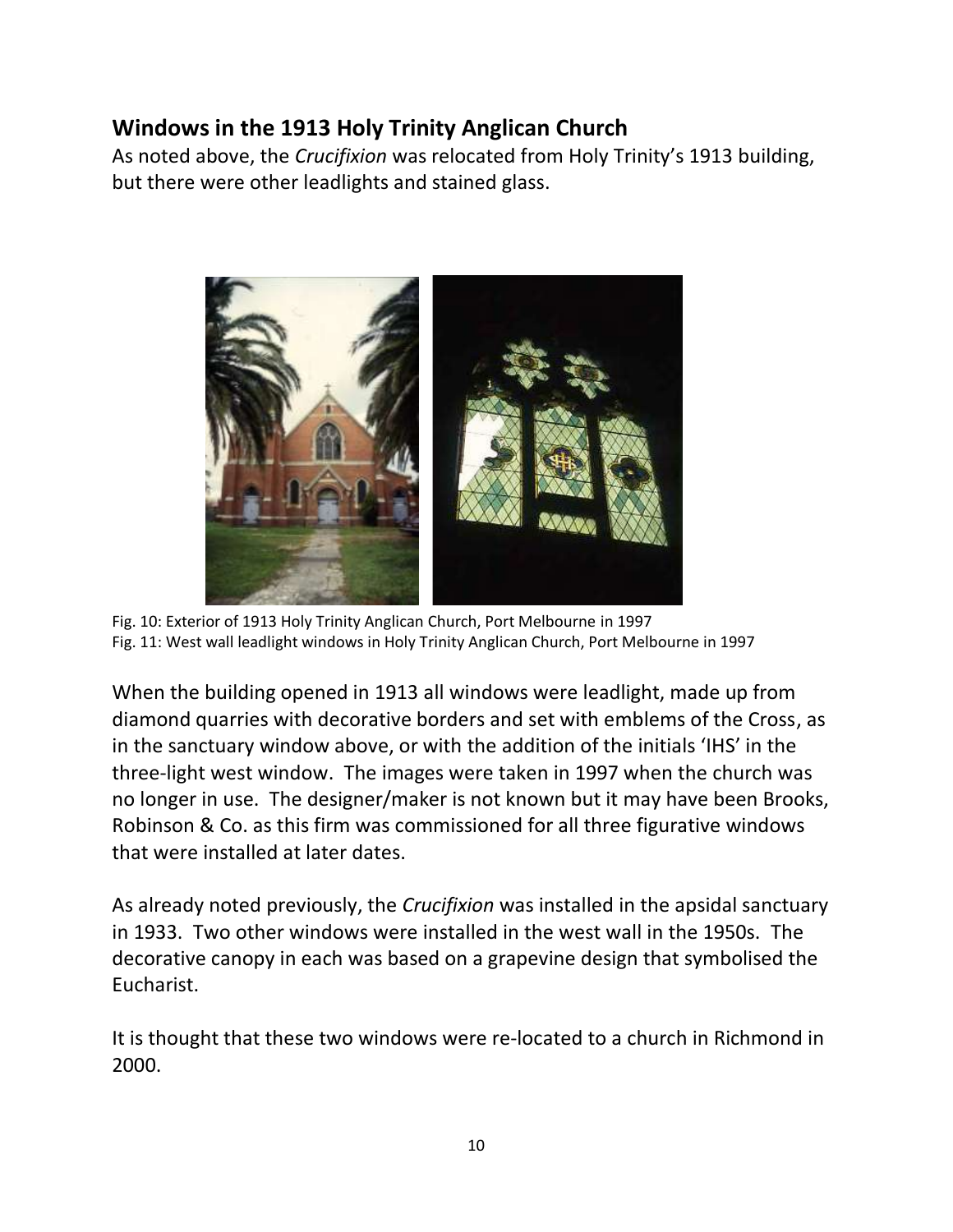## Windows in the 1913 Holy Trinity Anglican Church

As noted above, the *Crucifixion* was relocated from Holy Trinity's 1913 building, but there were other leadlights and stained glass.

Fig. 10: Exterior of 1913 Holy Trinity Anglican Church, Port Melbourne in 1997
Fig. 11: West wall leadlight windows in Holy Trinity Anglican Church, Port Melbourne in 1997

When the building opened in 1913 all windows were leadlight, made up from diamond quarries with decorative borders and set with emblems of the Cross, as in the sanctuary window above, or with the addition of the initials 'IHS' in the three-light west window. The images were taken in 1997 when the church was no longer in use. The designer/maker is not known but it may have been Brooks, Robinson & Co. as this firm was commissioned for all three figurative windows that were installed at later dates.

As already noted previously, the *Crucifixion* was installed in the apsidal sanctuary in 1933. Two other windows were installed in the west wall in the 1950s. The decorative canopy in each was based on a grapevine design that symbolised the Eucharist.

It is thought that these two windows were re-located to a church in Richmond in 2000.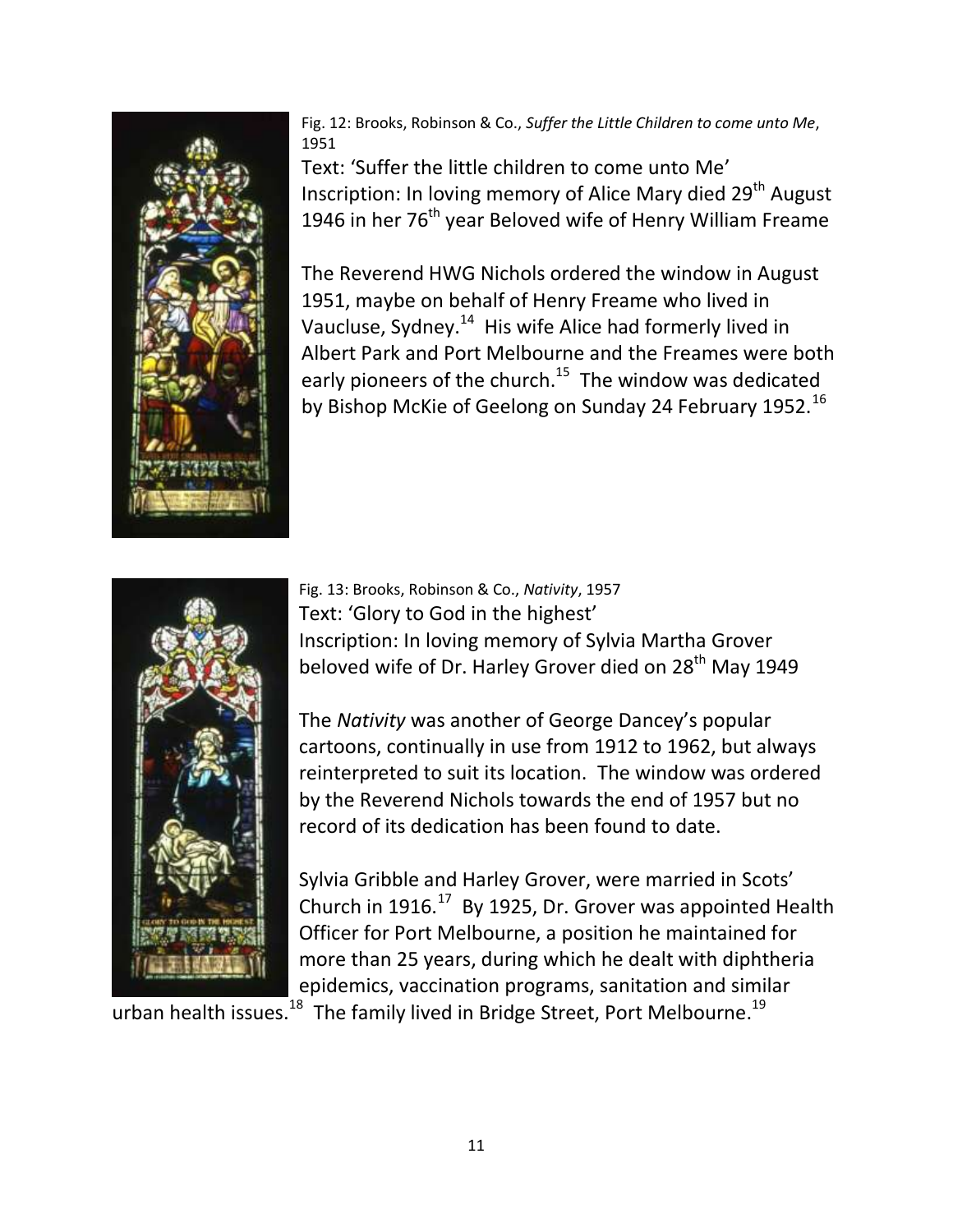Fig. 12: Brooks, Robinson & Co., *Suffer the Little Children to come unto Me*, 1951

Text: 'Suffer the little children to come unto Me'

Inscription: In loving memory of Alice Mary died 29th August 1946 in her 76th year Beloved wife of Henry William Freame

The Reverend HWG Nichols ordered the window in August 1951, maybe on behalf of Henry Freame who lived in Vaucluse, Sydney.[14] His wife Alice had formerly lived in Albert Park and Port Melbourne and the Freames were both early pioneers of the church.[15] The window was dedicated by Bishop McKie of Geelong on Sunday 24 February 1952.[16]

Fig. 13: Brooks, Robinson & Co., *Nativity*, 1957

Text: 'Glory to God in the highest'

Inscription: In loving memory of Sylvia Martha Grover beloved wife of Dr. Harley Grover died on 28th May 1949

The *Nativity* was another of George Dancey's popular cartoons, continually in use from 1912 to 1962, but always reinterpreted to suit its location. The window was ordered by the Reverend Nichols towards the end of 1957 but no record of its dedication has been found to date.

Sylvia Gribble and Harley Grover, were married in Scots' Church in 1916.[17] By 1925, Dr. Grover was appointed Health Officer for Port Melbourne, a position he maintained for more than 25 years, during which he dealt with diphtheria epidemics, vaccination programs, sanitation and similar urban health issues.[18] The family lived in Bridge Street, Port Melbourne.[19]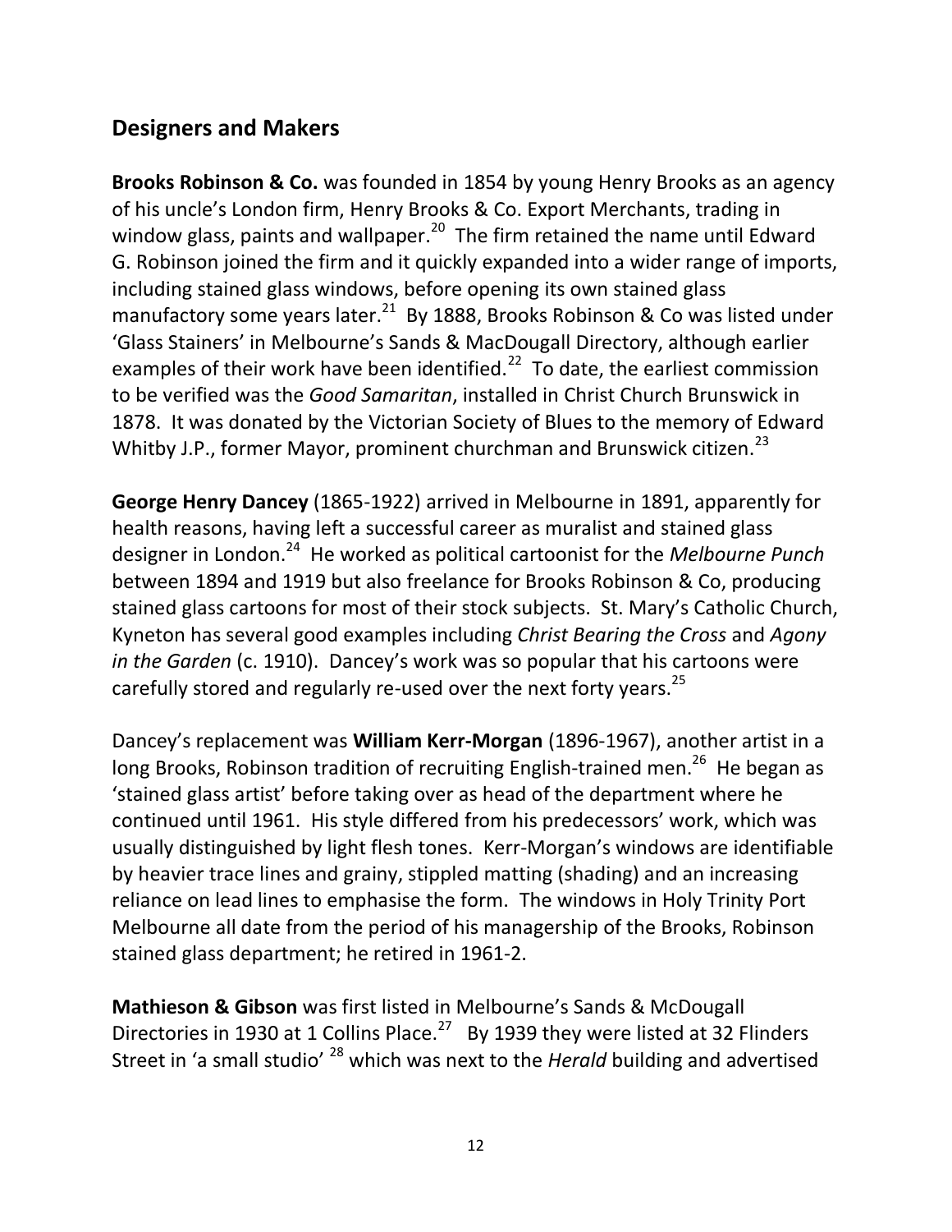## Designers and Makers

**Brooks Robinson & Co.** was founded in 1854 by young Henry Brooks as an agency of his uncle's London firm, Henry Brooks & Co. Export Merchants, trading in window glass, paints and wallpaper.[20] The firm retained the name until Edward G. Robinson joined the firm and it quickly expanded into a wider range of imports, including stained glass windows, before opening its own stained glass manufactory some years later.[21] By 1888, Brooks Robinson & Co was listed under 'Glass Stainers' in Melbourne's Sands & MacDougall Directory, although earlier examples of their work have been identified.[22] To date, the earliest commission to be verified was the *Good Samaritan*, installed in Christ Church Brunswick in 1878. It was donated by the Victorian Society of Blues to the memory of Edward Whitby J.P., former Mayor, prominent churchman and Brunswick citizen.[23]

**George Henry Dancey** (1865-1922) arrived in Melbourne in 1891, apparently for health reasons, having left a successful career as muralist and stained glass designer in London.[24] He worked as political cartoonist for the *Melbourne Punch* between 1894 and 1919 but also freelance for Brooks Robinson & Co, producing stained glass cartoons for most of their stock subjects. St. Mary's Catholic Church, Kyneton has several good examples including *Christ Bearing the Cross* and *Agony in the Garden* (c. 1910). Dancey's work was so popular that his cartoons were carefully stored and regularly re-used over the next forty years.[25]

Dancey's replacement was **William Kerr-Morgan** (1896-1967), another artist in a long Brooks, Robinson tradition of recruiting English-trained men.[26] He began as 'stained glass artist' before taking over as head of the department where he continued until 1961. His style differed from his predecessors' work, which was usually distinguished by light flesh tones. Kerr-Morgan's windows are identifiable by heavier trace lines and grainy, stippled matting (shading) and an increasing reliance on lead lines to emphasise the form. The windows in Holy Trinity Port Melbourne all date from the period of his managership of the Brooks, Robinson stained glass department; he retired in 1961-2.

**Mathieson & Gibson** was first listed in Melbourne's Sands & McDougall Directories in 1930 at 1 Collins Place.[27] By 1939 they were listed at 32 Flinders Street in 'a small studio' [28] which was next to the *Herald* building and advertised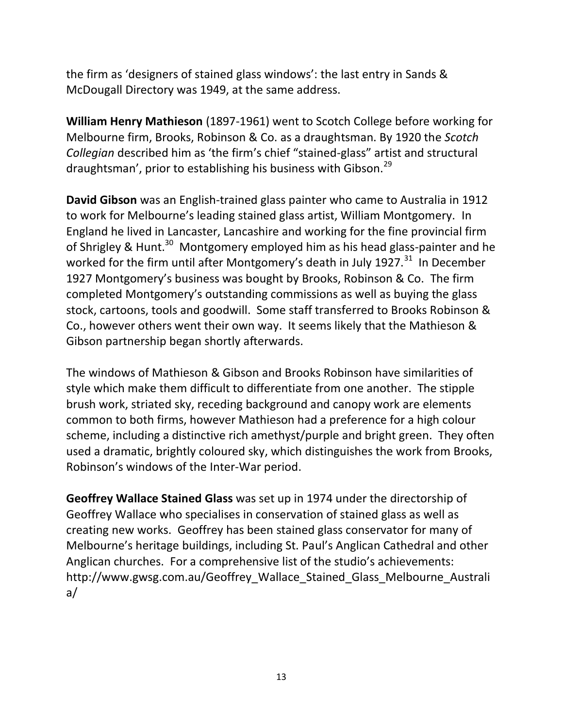the firm as 'designers of stained glass windows': the last entry in Sands & McDougall Directory was 1949, at the same address.

**William Henry Mathieson** (1897-1961) went to Scotch College before working for Melbourne firm, Brooks, Robinson & Co. as a draughtsman. By 1920 the *Scotch Collegian* described him as 'the firm's chief "stained-glass" artist and structural draughtsman', prior to establishing his business with Gibson.[29]

**David Gibson** was an English-trained glass painter who came to Australia in 1912 to work for Melbourne's leading stained glass artist, William Montgomery. In England he lived in Lancaster, Lancashire and working for the fine provincial firm of Shrigley & Hunt.[30] Montgomery employed him as his head glass-painter and he worked for the firm until after Montgomery's death in July 1927.[31] In December 1927 Montgomery's business was bought by Brooks, Robinson & Co. The firm completed Montgomery's outstanding commissions as well as buying the glass stock, cartoons, tools and goodwill. Some staff transferred to Brooks Robinson & Co., however others went their own way. It seems likely that the Mathieson & Gibson partnership began shortly afterwards.

The windows of Mathieson & Gibson and Brooks Robinson have similarities of style which make them difficult to differentiate from one another. The stipple brush work, striated sky, receding background and canopy work are elements common to both firms, however Mathieson had a preference for a high colour scheme, including a distinctive rich amethyst/purple and bright green. They often used a dramatic, brightly coloured sky, which distinguishes the work from Brooks, Robinson's windows of the Inter-War period.

**Geoffrey Wallace Stained Glass** was set up in 1974 under the directorship of Geoffrey Wallace who specialises in conservation of stained glass as well as creating new works. Geoffrey has been stained glass conservator for many of Melbourne's heritage buildings, including St. Paul's Anglican Cathedral and other Anglican churches. For a comprehensive list of the studio's achievements: http://www.gwsg.com.au/Geoffrey_Wallace_Stained_Glass_Melbourne_Australia/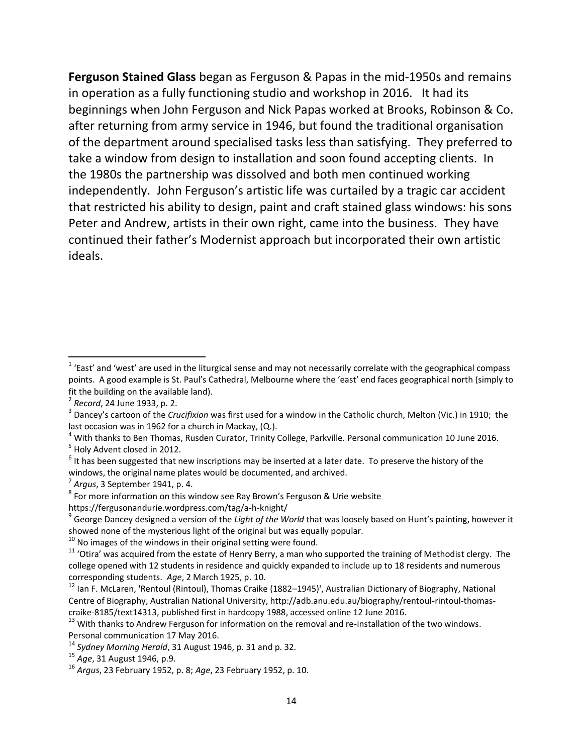**Ferguson Stained Glass** began as Ferguson & Papas in the mid-1950s and remains in operation as a fully functioning studio and workshop in 2016. It had its beginnings when John Ferguson and Nick Papas worked at Brooks, Robinson & Co. after returning from army service in 1946, but found the traditional organisation of the department around specialised tasks less than satisfying. They preferred to take a window from design to installation and soon found accepting clients. In the 1980s the partnership was dissolved and both men continued working independently. John Ferguson's artistic life was curtailed by a tragic car accident that restricted his ability to design, paint and craft stained glass windows: his sons Peter and Andrew, artists in their own right, came into the business. They have continued their father's Modernist approach but incorporated their own artistic ideals.

---

[1] 'East' and 'west' are used in the liturgical sense and may not necessarily correlate with the geographical compass points. A good example is St. Paul's Cathedral, Melbourne where the 'east' end faces geographical north (simply to fit the building on the available land).

[2] *Record*, 24 June 1933, p. 2.

[3] Dancey's cartoon of the *Crucifixion* was first used for a window in the Catholic church, Melton (Vic.) in 1910; the last occasion was in 1962 for a church in Mackay, (Q.).

[4] With thanks to Ben Thomas, Rusden Curator, Trinity College, Parkville. Personal communication 10 June 2016.

[5] Holy Advent closed in 2012.

[6] It has been suggested that new inscriptions may be inserted at a later date. To preserve the history of the windows, the original name plates would be documented, and archived.

[7] *Argus*, 3 September 1941, p. 4.

[8] For more information on this window see Ray Brown's Ferguson & Urie website https://fergusonandurie.wordpress.com/tag/a-h-knight/

[9] George Dancey designed a version of the *Light of the World* that was loosely based on Hunt's painting, however it showed none of the mysterious light of the original but was equally popular.

[10] No images of the windows in their original setting were found.

[11] 'Otira' was acquired from the estate of Henry Berry, a man who supported the training of Methodist clergy. The college opened with 12 students in residence and quickly expanded to include up to 18 residents and numerous corresponding students. *Age*, 2 March 1925, p. 10.

[12] Ian F. McLaren, 'Rentoul (Rintoul), Thomas Craike (1882–1945)', Australian Dictionary of Biography, National Centre of Biography, Australian National University, http://adb.anu.edu.au/biography/rentoul-rintoul-thomas-craike-8185/text14313, published first in hardcopy 1988, accessed online 12 June 2016.

[13] With thanks to Andrew Ferguson for information on the removal and re-installation of the two windows. Personal communication 17 May 2016.

[14] *Sydney Morning Herald*, 31 August 1946, p. 31 and p. 32.

[15] *Age*, 31 August 1946, p.9.

[16] *Argus*, 23 February 1952, p. 8; *Age*, 23 February 1952, p. 10.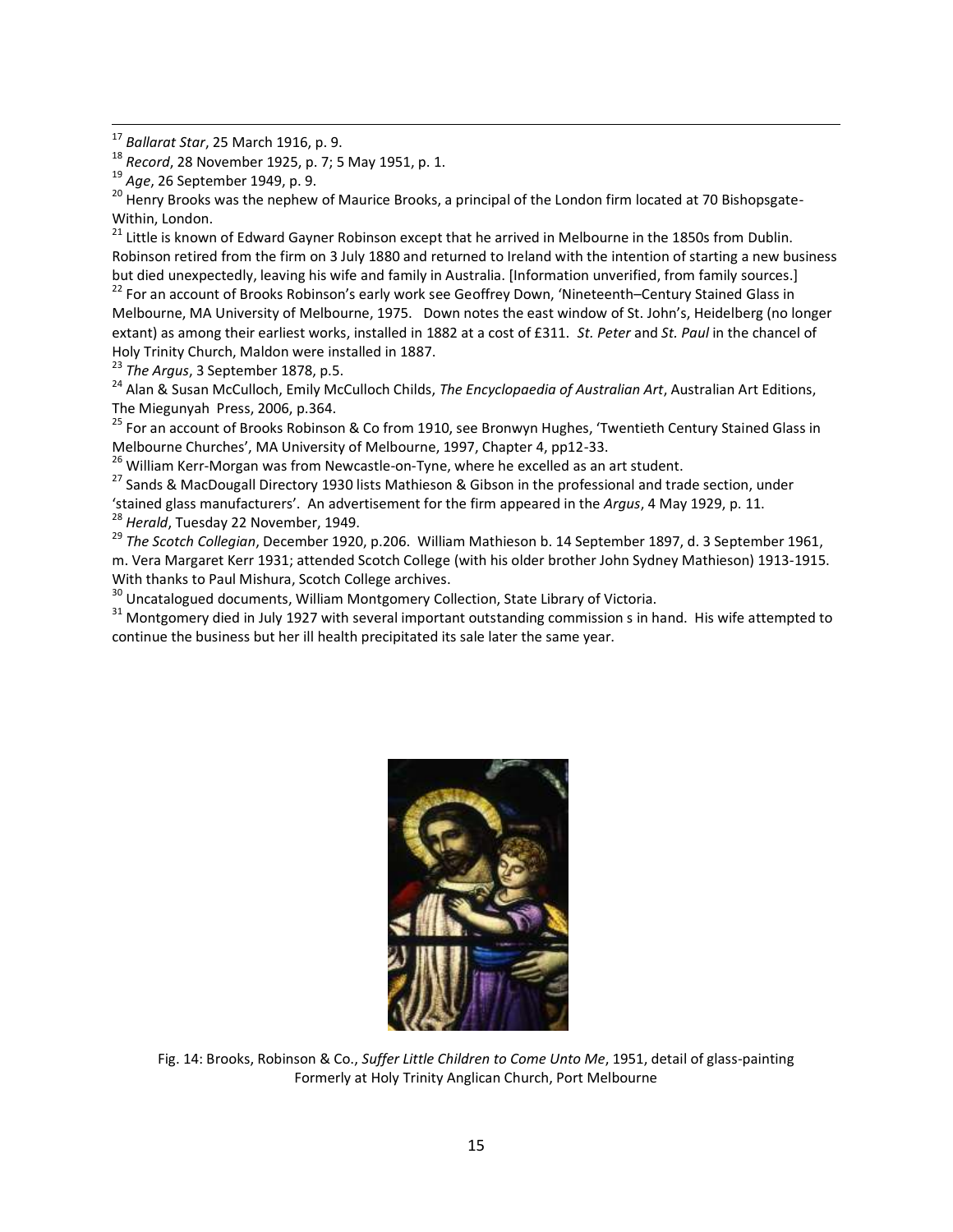[17] *Ballarat Star*, 25 March 1916, p. 9.

[18] *Record*, 28 November 1925, p. 7; 5 May 1951, p. 1.

[19] *Age*, 26 September 1949, p. 9.

[20] Henry Brooks was the nephew of Maurice Brooks, a principal of the London firm located at 70 Bishopsgate-Within, London.

[21] Little is known of Edward Gayner Robinson except that he arrived in Melbourne in the 1850s from Dublin. Robinson retired from the firm on 3 July 1880 and returned to Ireland with the intention of starting a new business but died unexpectedly, leaving his wife and family in Australia. [Information unverified, from family sources.]

[22] For an account of Brooks Robinson's early work see Geoffrey Down, 'Nineteenth–Century Stained Glass in Melbourne, MA University of Melbourne, 1975. Down notes the east window of St. John's, Heidelberg (no longer extant) as among their earliest works, installed in 1882 at a cost of £311. *St. Peter* and *St. Paul* in the chancel of Holy Trinity Church, Maldon were installed in 1887.

[23] *The Argus*, 3 September 1878, p.5.

[24] Alan & Susan McCulloch, Emily McCulloch Childs, *The Encyclopaedia of Australian Art*, Australian Art Editions, The Miegunyah Press, 2006, p.364.

[25] For an account of Brooks Robinson & Co from 1910, see Bronwyn Hughes, 'Twentieth Century Stained Glass in Melbourne Churches', MA University of Melbourne, 1997, Chapter 4, pp12-33.

[26] William Kerr-Morgan was from Newcastle-on-Tyne, where he excelled as an art student.

[27] Sands & MacDougall Directory 1930 lists Mathieson & Gibson in the professional and trade section, under 'stained glass manufacturers'. An advertisement for the firm appeared in the *Argus*, 4 May 1929, p. 11.

[28] *Herald*, Tuesday 22 November, 1949.

[29] *The Scotch Collegian*, December 1920, p.206. William Mathieson b. 14 September 1897, d. 3 September 1961, m. Vera Margaret Kerr 1931; attended Scotch College (with his older brother John Sydney Mathieson) 1913-1915. With thanks to Paul Mishura, Scotch College archives.

[30] Uncatalogued documents, William Montgomery Collection, State Library of Victoria.

[31] Montgomery died in July 1927 with several important outstanding commission s in hand. His wife attempted to continue the business but her ill health precipitated its sale later the same year.

Fig. 14: Brooks, Robinson & Co., *Suffer Little Children to Come Unto Me*, 1951, detail of glass-painting
Formerly at Holy Trinity Anglican Church, Port Melbourne